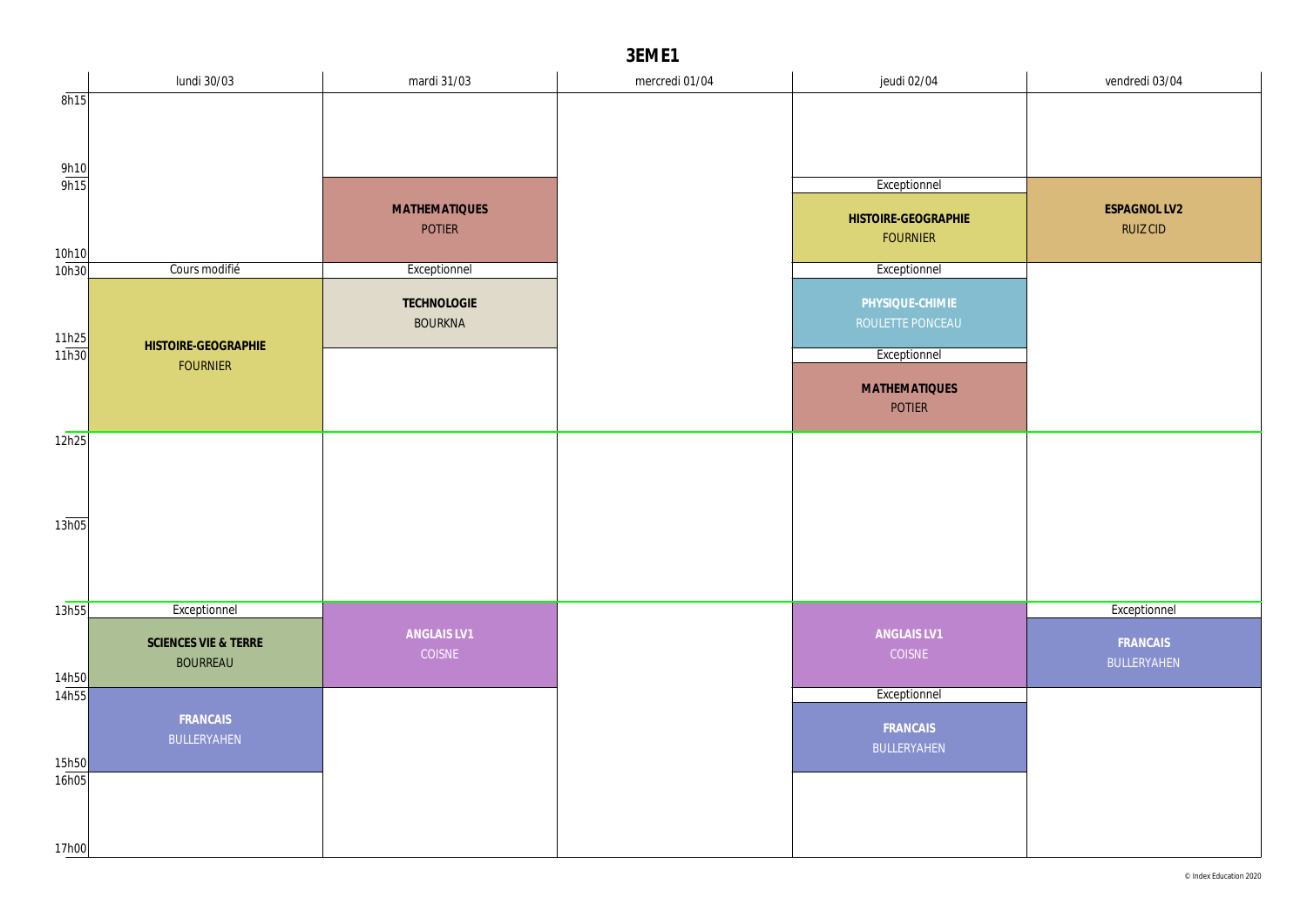# 3EME1

| | lundi 30/03 | mardi 31/03 | mercredi 01/04 | jeudi 02/04 | vendredi 03/04 |
|---|---|---|---|---|---|
| 8h15 - 9h10 | | | | | |
| 9h15 - 10h10 | | **MATHEMATIQUES** POTIER | | Exceptionnel **HISTOIRE-GEOGRAPHIE** FOURNIER | **ESPAGNOL LV2** RUIZ CID |
| 10h30 - 11h25 | Cours modifié **HISTOIRE-GEOGRAPHIE** FOURNIER | Exceptionnel **TECHNOLOGIE** BOURKNA | | Exceptionnel **PHYSIQUE-CHIMIE** ROULETTE PONCEAU | |
| 11h30 - 12h25 | Cours modifié **HISTOIRE-GEOGRAPHIE** FOURNIER | | | Exceptionnel **MATHEMATIQUES** POTIER | |
| 12h25 - 13h05 | | | | | |
| 13h05 - 13h55 | | | | | |
| 13h55 - 14h50 | Exceptionnel **SCIENCES VIE & TERRE** BOURREAU | **ANGLAIS LV1** COISNE | | **ANGLAIS LV1** COISNE | Exceptionnel **FRANCAIS** BULLERYAHEN |
| 14h55 - 15h50 | **FRANCAIS** BULLERYAHEN | | | Exceptionnel **FRANCAIS** BULLERYAHEN | |
| 16h05 - 17h00 | | | | | |

© Index Education 2020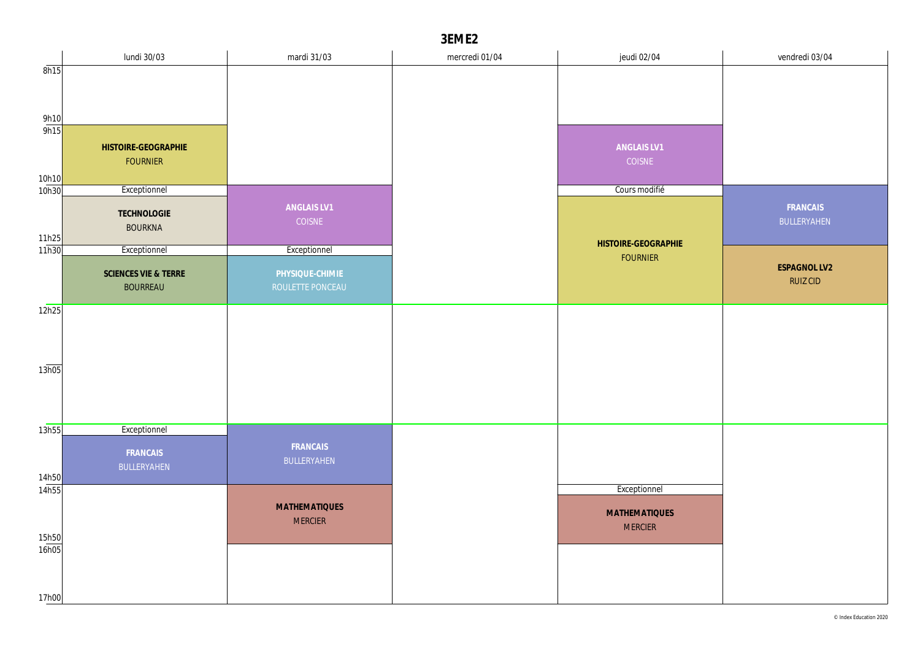# 3EME2

| | lundi 30/03 | mardi 31/03 | mercredi 01/04 | jeudi 02/04 | vendredi 03/04 |
|---|---|---|---|---|---|
| 8h15 - 9h10 | | | | | |
| 9h15 - 10h10 | **HISTOIRE-GEOGRAPHIE** FOURNIER | | | **ANGLAIS LV1** COISNE | |
| 10h30 - 11h25 | Exceptionnel **TECHNOLOGIE** BOURKNA | **ANGLAIS LV1** COISNE | | Cours modifié **HISTOIRE-GEOGRAPHIE** FOURNIER | **FRANCAIS** BULLERYAHEN |
| 11h30 - 12h25 | Exceptionnel **SCIENCES VIE & TERRE** BOURREAU | Exceptionnel **PHYSIQUE-CHIMIE** ROULETTE PONCEAU | | | **ESPAGNOL LV2** RUIZ CID |
| 12h25 - 13h05 | | | | | |
| 13h05 - 13h55 | | | | | |
| 13h55 - 14h50 | Exceptionnel **FRANCAIS** BULLERYAHEN | **FRANCAIS** BULLERYAHEN | | | |
| 14h55 - 15h50 | | **MATHEMATIQUES** MERCIER | | Exceptionnel **MATHEMATIQUES** MERCIER | |
| 16h05 - 17h00 | | | | | |

© Index Education 2020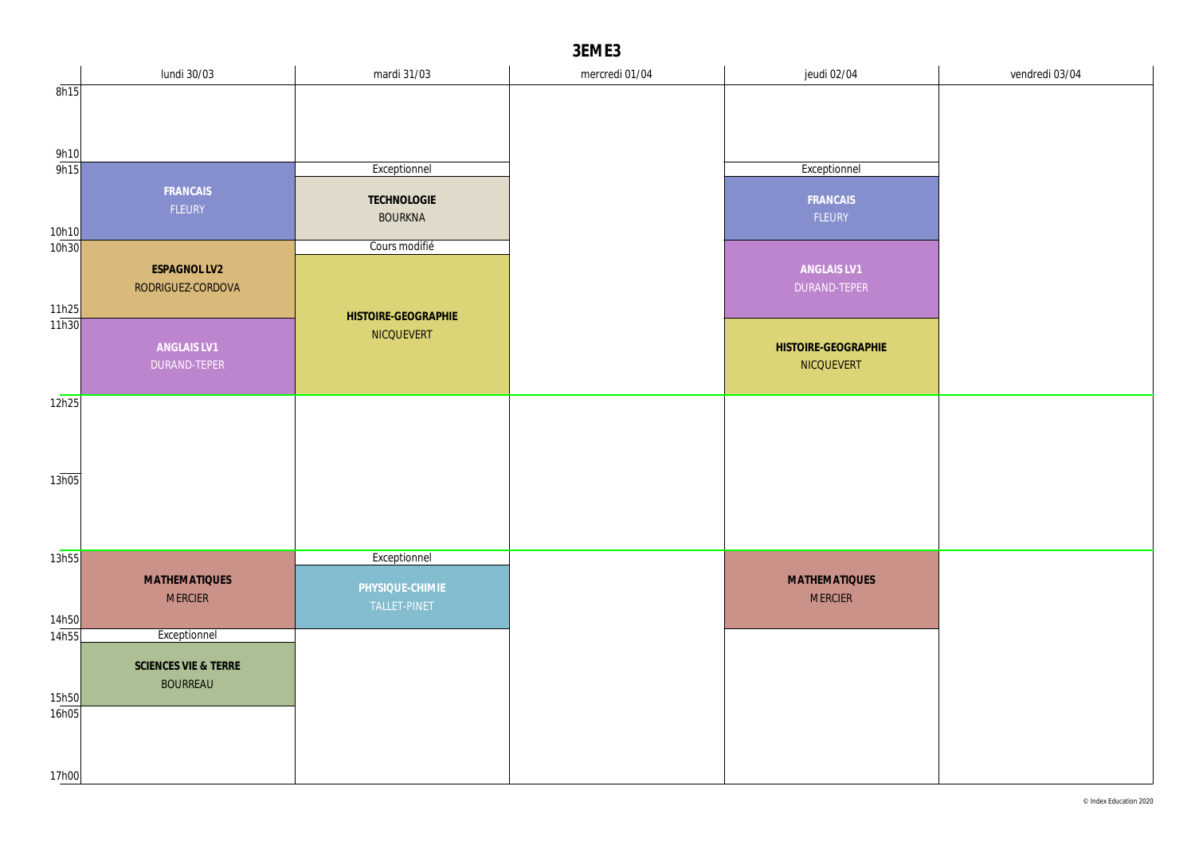# 3EME3

| | lundi 30/03 | mardi 31/03 | mercredi 01/04 | jeudi 02/04 | vendredi 03/04 |
|---|---|---|---|---|---|
| 8h15 – 9h10 | | | | | |
| 9h15 – 10h10 | **FRANCAIS** FLEURY | Exceptionnel **TECHNOLOGIE** BOURKNA | | Exceptionnel **FRANCAIS** FLEURY | |
| 10h30 – 11h25 | **ESPAGNOL LV2** RODRIGUEZ-CORDOVA | Cours modifié **HISTOIRE-GEOGRAPHIE** NICQUEVERT | | **ANGLAIS LV1** DURAND-TEPER | |
| 11h30 – 12h25 | **ANGLAIS LV1** DURAND-TEPER | | | **HISTOIRE-GEOGRAPHIE** NICQUEVERT | |
| 12h25 – 13h05 | | | | | |
| 13h05 – 13h55 | | | | | |
| 13h55 – 14h50 | **MATHEMATIQUES** MERCIER | Exceptionnel **PHYSIQUE-CHIMIE** TALLET-PINET | | **MATHEMATIQUES** MERCIER | |
| 14h55 – 15h50 | Exceptionnel **SCIENCES VIE & TERRE** BOURREAU | | | | |
| 16h05 – 17h00 | | | | | |

© Index Education 2020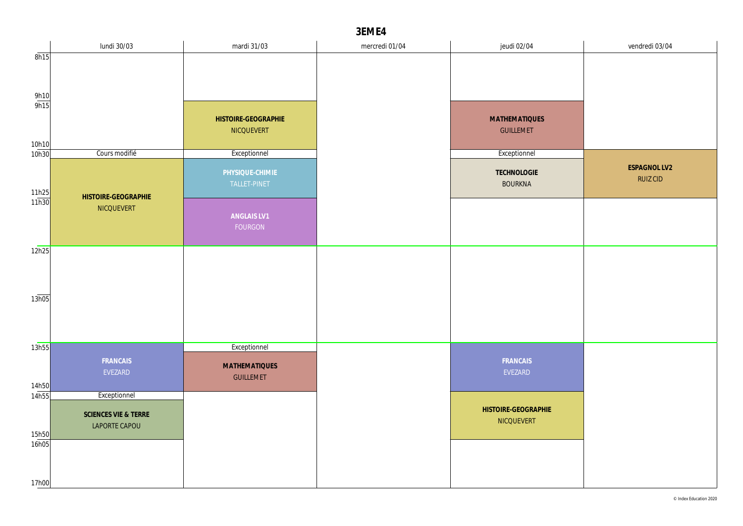# 3EME4

| | lundi 30/03 | mardi 31/03 | mercredi 01/04 | jeudi 02/04 | vendredi 03/04 |
|---|---|---|---|---|---|
| 8h15 – 9h10 | | | | | |
| 9h15 – 10h10 | | **HISTOIRE-GEOGRAPHIE** NICQUEVERT | | **MATHEMATIQUES** GUILLEMET | |
| 10h30 – 11h25 | Cours modifié **HISTOIRE-GEOGRAPHIE** NICQUEVERT | Exceptionnel **PHYSIQUE-CHIMIE** TALLET-PINET | | Exceptionnel **TECHNOLOGIE** BOURKNA | **ESPAGNOL LV2** RUIZ CID |
| 11h30 – 12h25 | (HISTOIRE-GEOGRAPHIE, suite) | **ANGLAIS LV1** FOURGON | | | |
| 12h25 – 13h05 | | | | | |
| 13h05 – 13h55 | | | | | |
| 13h55 – 14h50 | **FRANCAIS** EVEZARD | Exceptionnel **MATHEMATIQUES** GUILLEMET | | **FRANCAIS** EVEZARD | |
| 14h55 – 15h50 | Exceptionnel **SCIENCES VIE & TERRE** LAPORTE CAPOU | | | **HISTOIRE-GEOGRAPHIE** NICQUEVERT | |
| 16h05 – 17h00 | | | | | |

© Index Education 2020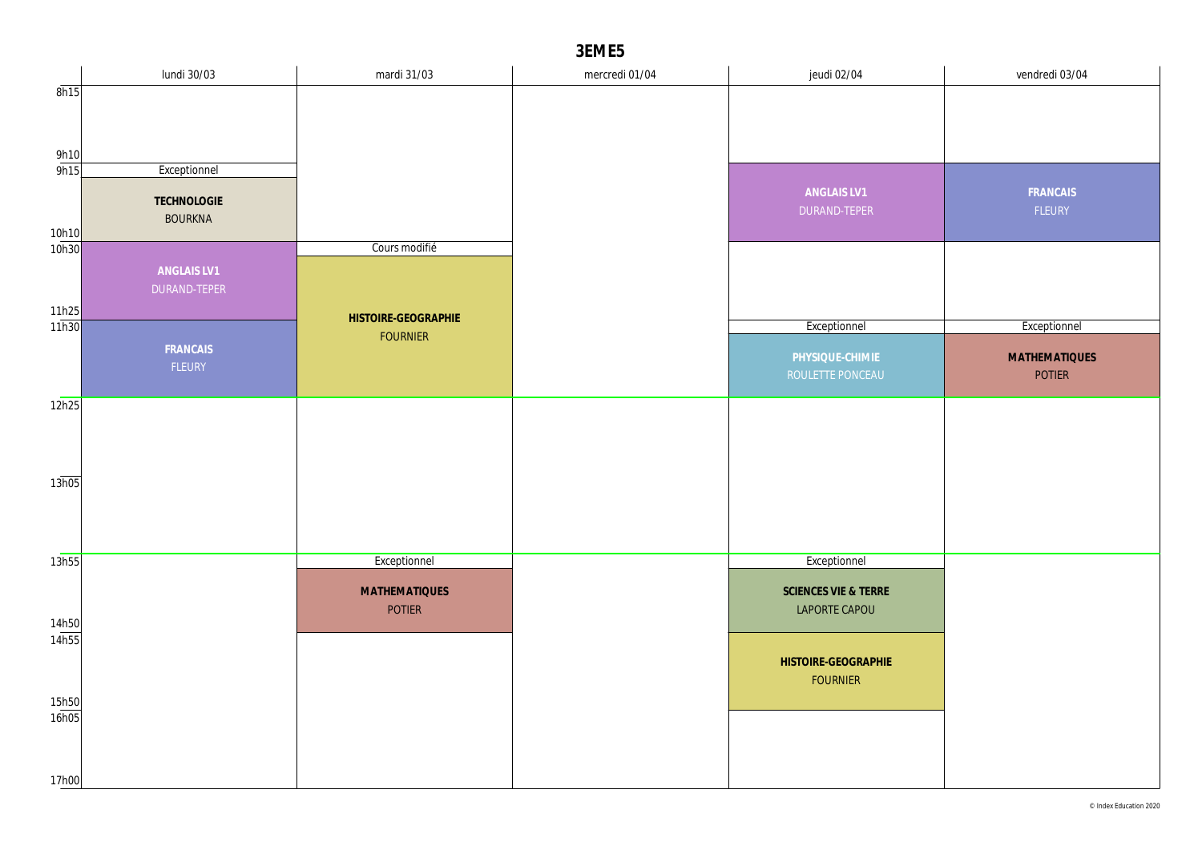# 3EME5

| | lundi 30/03 | mardi 31/03 | mercredi 01/04 | jeudi 02/04 | vendredi 03/04 |
|---|---|---|---|---|---|
| 8h15 – 9h10 | | | | | |
| 9h15 – 10h10 | Exceptionnel<br>**TECHNOLOGIE**<br>BOURKNA | | | **ANGLAIS LV1**<br>DURAND-TEPER | **FRANCAIS**<br>FLEURY |
| 10h30 – 11h25 | **ANGLAIS LV1**<br>DURAND-TEPER | Cours modifié<br>**HISTOIRE-GEOGRAPHIE**<br>FOURNIER | | | |
| 11h30 – 12h25 | **FRANCAIS**<br>FLEURY | | | Exceptionnel<br>**PHYSIQUE-CHIMIE**<br>ROULETTE PONCEAU | Exceptionnel<br>**MATHEMATIQUES**<br>POTIER |
| 12h25 – 13h05 | | | | | |
| 13h05 – 13h55 | | | | | |
| 13h55 – 14h50 | | Exceptionnel<br>**MATHEMATIQUES**<br>POTIER | | Exceptionnel<br>**SCIENCES VIE & TERRE**<br>LAPORTE CAPOU | |
| 14h55 – 15h50 | | | | **HISTOIRE-GEOGRAPHIE**<br>FOURNIER | |
| 16h05 – 17h00 | | | | | |

© Index Education 2020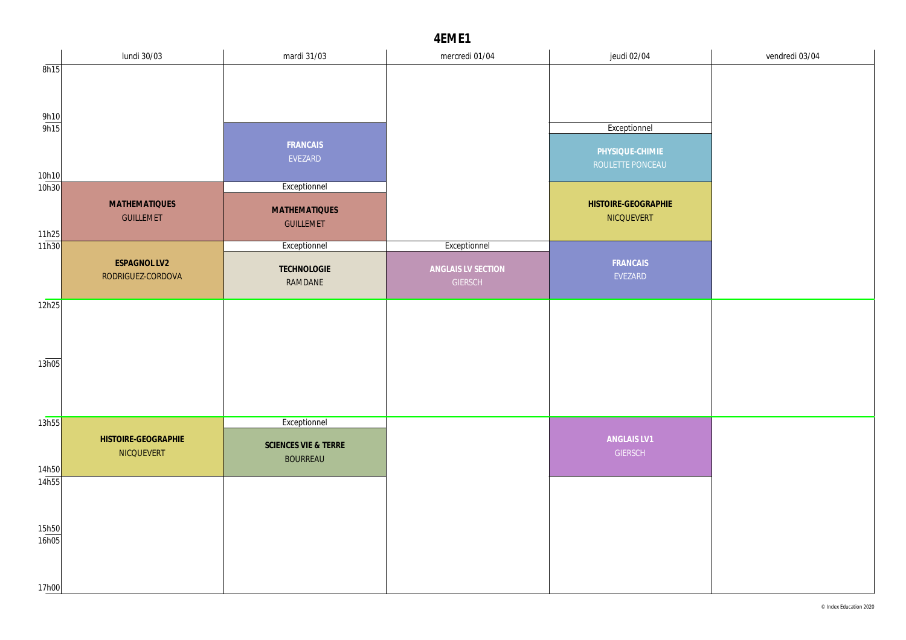# 4EME1

| | lundi 30/03 | mardi 31/03 | mercredi 01/04 | jeudi 02/04 | vendredi 03/04 |
|---|---|---|---|---|---|
| 8h15 - 9h10 | | | | | |
| 9h15 - 10h10 | | **FRANCAIS** EVEZARD | | Exceptionnel **PHYSIQUE-CHIMIE** ROULETTE PONCEAU | |
| 10h30 - 11h25 | **MATHEMATIQUES** GUILLEMET | Exceptionnel **MATHEMATIQUES** GUILLEMET | | **HISTOIRE-GEOGRAPHIE** NICQUEVERT | |
| 11h30 - 12h25 | **ESPAGNOL LV2** RODRIGUEZ-CORDOVA | Exceptionnel **TECHNOLOGIE** RAMDANE | Exceptionnel **ANGLAIS LV SECTION** GIERSCH | **FRANCAIS** EVEZARD | |
| 12h25 - 13h05 | | | | | |
| 13h05 - 13h55 | | | | | |
| 13h55 - 14h50 | **HISTOIRE-GEOGRAPHIE** NICQUEVERT | Exceptionnel **SCIENCES VIE & TERRE** BOURREAU | | **ANGLAIS LV1** GIERSCH | |
| 14h55 - 15h50 | | | | | |
| 16h05 - 17h00 | | | | | |

© Index Education 2020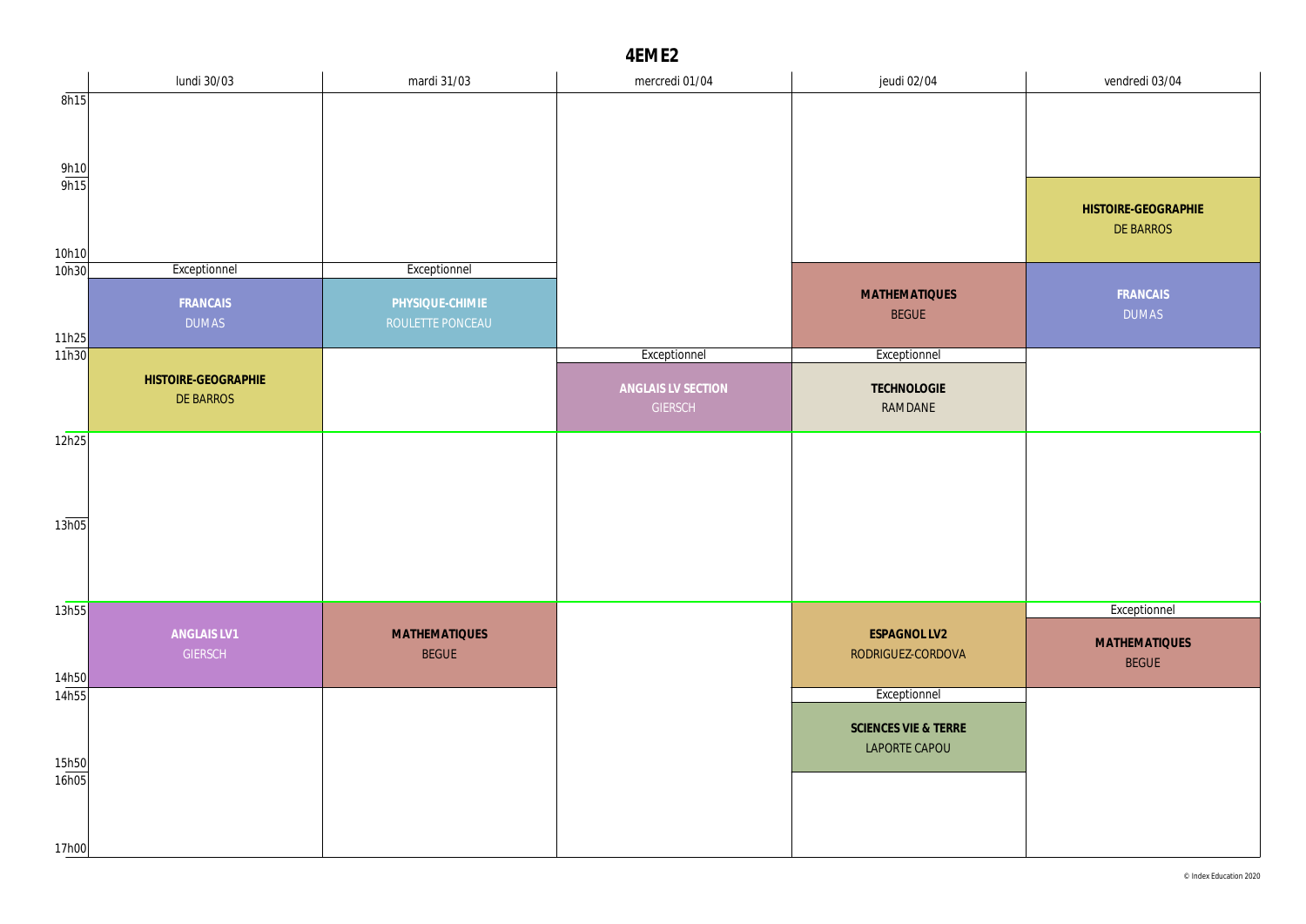# 4EME2

| | lundi 30/03 | mardi 31/03 | mercredi 01/04 | jeudi 02/04 | vendredi 03/04 |
|---|---|---|---|---|---|
| 8h15 - 9h10 | | | | | |
| 9h15 - 10h10 | | | | | **HISTOIRE-GEOGRAPHIE** DE BARROS |
| 10h30 - 11h25 | Exceptionnel **FRANCAIS** DUMAS | Exceptionnel **PHYSIQUE-CHIMIE** ROULETTE PONCEAU | | **MATHEMATIQUES** BEGUE | **FRANCAIS** DUMAS |
| 11h30 - 12h25 | **HISTOIRE-GEOGRAPHIE** DE BARROS | | Exceptionnel **ANGLAIS LV SECTION** GIERSCH | Exceptionnel **TECHNOLOGIE** RAMDANE | |
| 12h25 - 13h05 | | | | | |
| 13h05 - 13h55 | | | | | |
| 13h55 - 14h50 | **ANGLAIS LV1** GIERSCH | **MATHEMATIQUES** BEGUE | | **ESPAGNOL LV2** RODRIGUEZ-CORDOVA | Exceptionnel **MATHEMATIQUES** BEGUE |
| 14h55 - 15h50 | | | | Exceptionnel **SCIENCES VIE & TERRE** LAPORTE CAPOU | |
| 16h05 - 17h00 | | | | | |

© Index Education 2020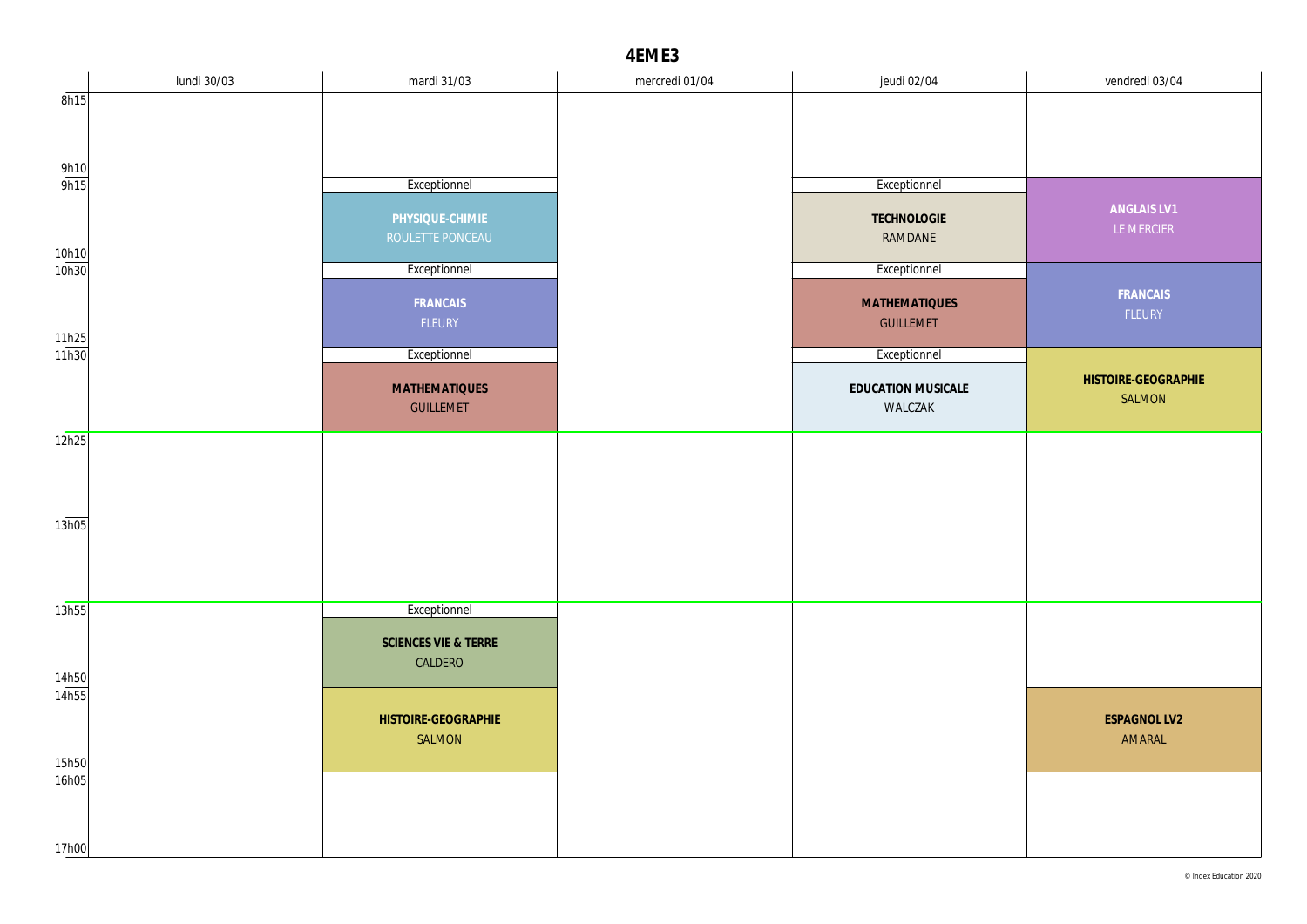# 4EME3

| | lundi 30/03 | mardi 31/03 | mercredi 01/04 | jeudi 02/04 | vendredi 03/04 |
|---|---|---|---|---|---|
| 8h15 - 9h10 | | | | | |
| 9h15 - 10h10 | | Exceptionnel<br>**PHYSIQUE-CHIMIE**<br>ROULETTE PONCEAU | | Exceptionnel<br>**TECHNOLOGIE**<br>RAMDANE | **ANGLAIS LV1**<br>LE MERCIER |
| 10h30 - 11h25 | | Exceptionnel<br>**FRANCAIS**<br>FLEURY | | Exceptionnel<br>**MATHEMATIQUES**<br>GUILLEMET | **FRANCAIS**<br>FLEURY |
| 11h30 - 12h25 | | Exceptionnel<br>**MATHEMATIQUES**<br>GUILLEMET | | Exceptionnel<br>**EDUCATION MUSICALE**<br>WALCZAK | **HISTOIRE-GEOGRAPHIE**<br>SALMON |
| 12h25 - 13h05 | | | | | |
| 13h05 - 13h55 | | | | | |
| 13h55 - 14h50 | | Exceptionnel<br>**SCIENCES VIE & TERRE**<br>CALDERO | | | |
| 14h55 - 15h50 | | **HISTOIRE-GEOGRAPHIE**<br>SALMON | | | **ESPAGNOL LV2**<br>AMARAL |
| 16h05 - 17h00 | | | | | |

© Index Education 2020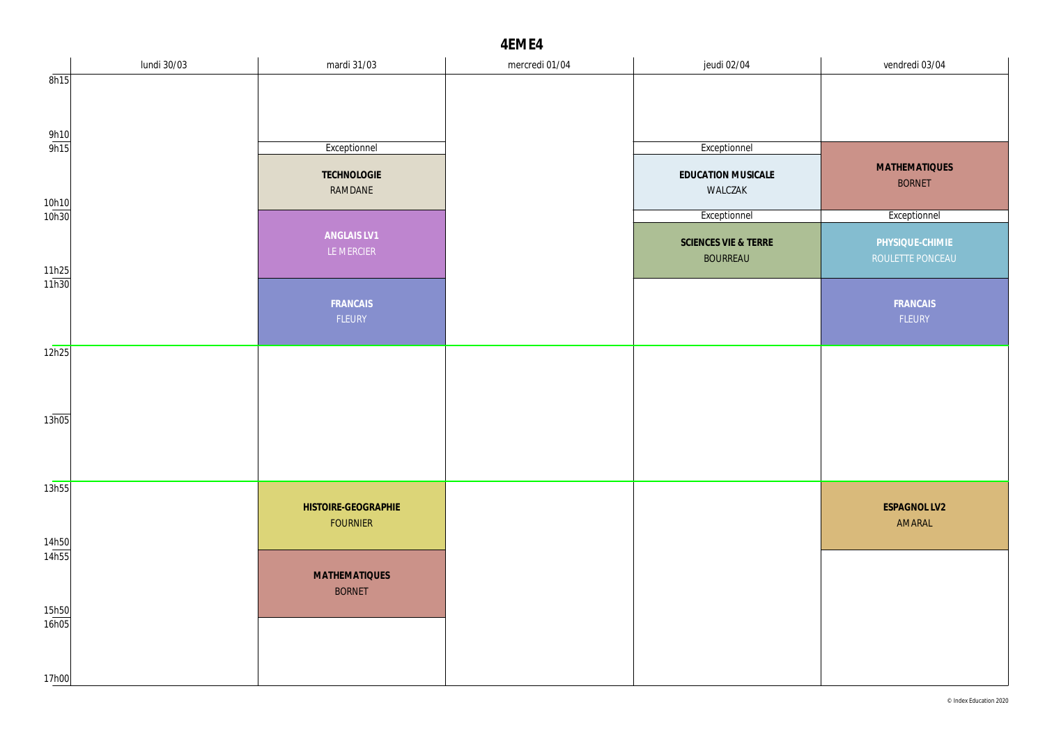# 4EME4

| | lundi 30/03 | mardi 31/03 | mercredi 01/04 | jeudi 02/04 | vendredi 03/04 |
|---|---|---|---|---|---|
| 8h15 - 9h10 | | | | | |
| 9h15 - 10h10 | | Exceptionnel<br>**TECHNOLOGIE**<br>RAMDANE | | Exceptionnel<br>**EDUCATION MUSICALE**<br>WALCZAK | **MATHEMATIQUES**<br>BORNET |
| 10h30 - 11h25 | | **ANGLAIS LV1**<br>LE MERCIER | | Exceptionnel<br>**SCIENCES VIE & TERRE**<br>BOURREAU | Exceptionnel<br>**PHYSIQUE-CHIMIE**<br>ROULETTE PONCEAU |
| 11h30 - 12h25 | | **FRANCAIS**<br>FLEURY | | | **FRANCAIS**<br>FLEURY |
| 12h25 - 13h05 | | | | | |
| 13h05 - 13h55 | | | | | |
| 13h55 - 14h50 | | **HISTOIRE-GEOGRAPHIE**<br>FOURNIER | | | **ESPAGNOL LV2**<br>AMARAL |
| 14h55 - 15h50 | | **MATHEMATIQUES**<br>BORNET | | | |
| 16h05 - 17h00 | | | | | |

© Index Education 2020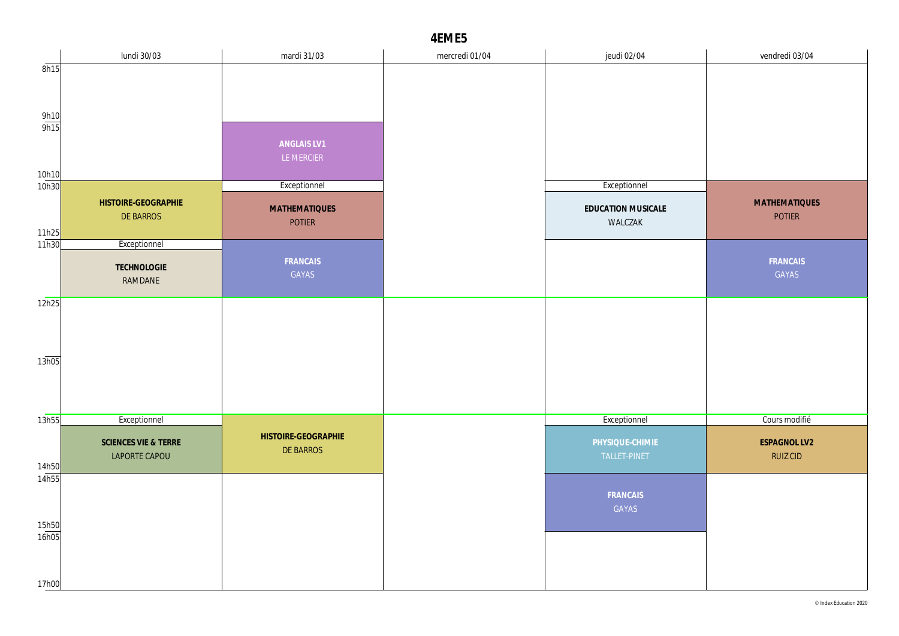# 4EME5

| | lundi 30/03 | mardi 31/03 | mercredi 01/04 | jeudi 02/04 | vendredi 03/04 |
|---|---|---|---|---|---|
| 8h15 - 9h10 | | | | | |
| 9h15 - 10h10 | | **ANGLAIS LV1** LE MERCIER | | | |
| 10h30 - 11h25 | **HISTOIRE-GEOGRAPHIE** DE BARROS | Exceptionnel **MATHEMATIQUES** POTIER | | Exceptionnel **EDUCATION MUSICALE** WALCZAK | **MATHEMATIQUES** POTIER |
| 11h30 - 12h25 | Exceptionnel **TECHNOLOGIE** RAMDANE | **FRANCAIS** GAYAS | | | **FRANCAIS** GAYAS |
| 12h25 - 13h05 | | | | | |
| 13h05 - 13h55 | | | | | |
| 13h55 - 14h50 | Exceptionnel **SCIENCES VIE & TERRE** LAPORTE CAPOU | **HISTOIRE-GEOGRAPHIE** DE BARROS | | Exceptionnel **PHYSIQUE-CHIMIE** TALLET-PINET | Cours modifié **ESPAGNOL LV2** RUIZ CID |
| 14h55 - 15h50 | | | | **FRANCAIS** GAYAS | |
| 16h05 - 17h00 | | | | | |

© Index Education 2020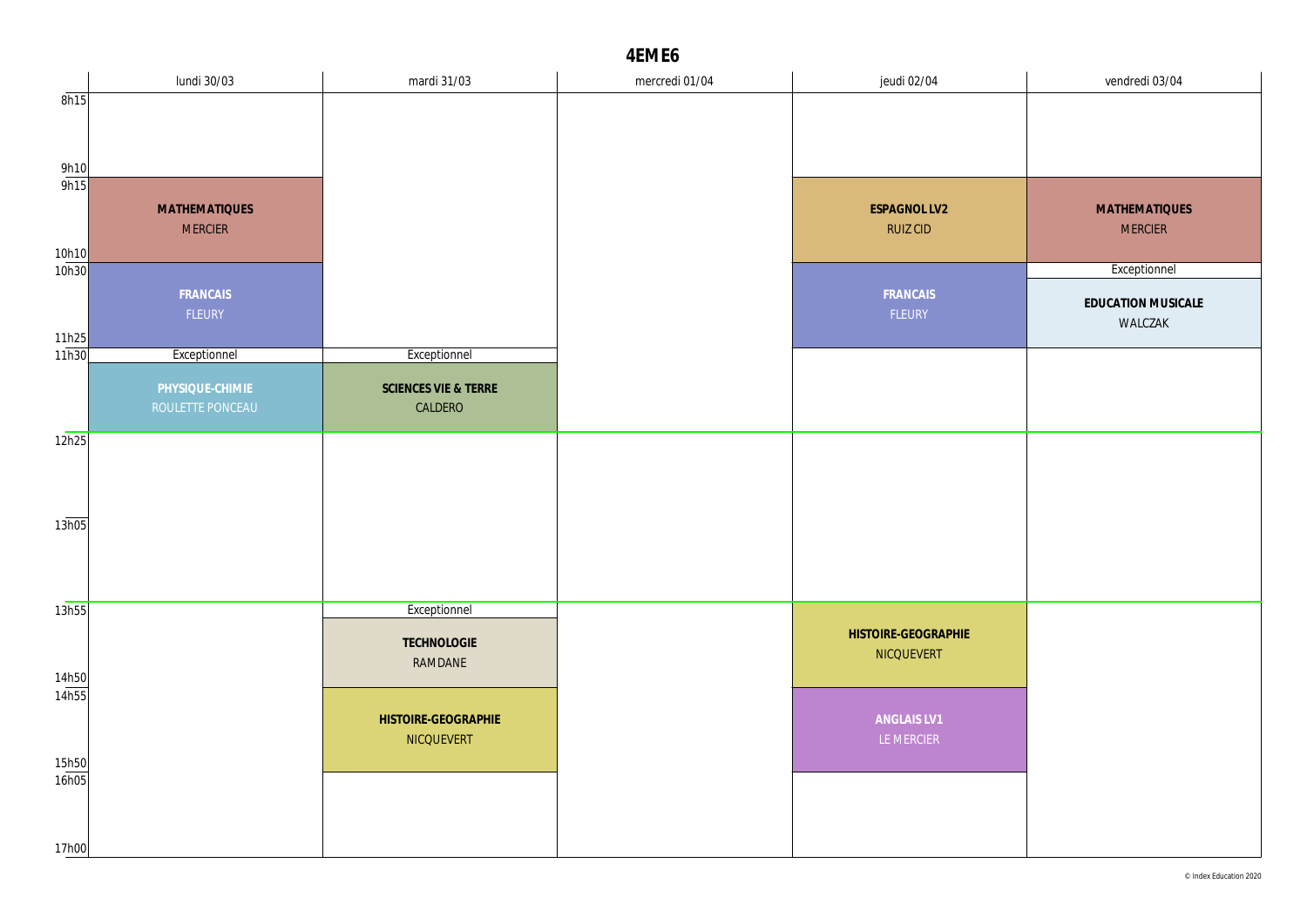# 4EME6

| | lundi 30/03 | mardi 31/03 | mercredi 01/04 | jeudi 02/04 | vendredi 03/04 |
|---|---|---|---|---|---|
| 8h15 – 9h10 | | | | | |
| 9h15 – 10h10 | **MATHEMATIQUES** MERCIER | | | **ESPAGNOL LV2** RUIZ CID | **MATHEMATIQUES** MERCIER |
| 10h30 – 11h25 | **FRANCAIS** FLEURY | | | **FRANCAIS** FLEURY | Exceptionnel **EDUCATION MUSICALE** WALCZAK |
| 11h30 – 12h25 | Exceptionnel **PHYSIQUE-CHIMIE** ROULETTE PONCEAU | Exceptionnel **SCIENCES VIE & TERRE** CALDERO | | | |
| 12h25 – 13h05 | | | | | |
| 13h05 – 13h55 | | | | | |
| 13h55 – 14h50 | | Exceptionnel **TECHNOLOGIE** RAMDANE | | **HISTOIRE-GEOGRAPHIE** NICQUEVERT | |
| 14h55 – 15h50 | | **HISTOIRE-GEOGRAPHIE** NICQUEVERT | | **ANGLAIS LV1** LE MERCIER | |
| 16h05 – 17h00 | | | | | |

© Index Education 2020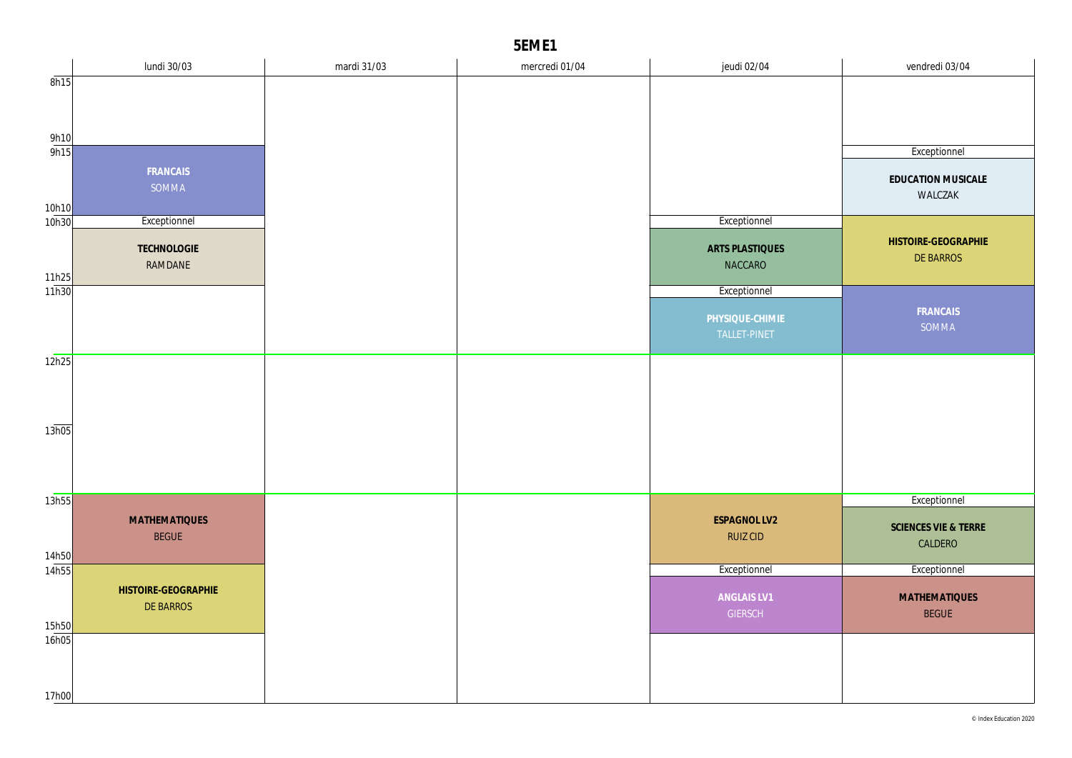# 5EME1

| | lundi 30/03 | mardi 31/03 | mercredi 01/04 | jeudi 02/04 | vendredi 03/04 |
|---|---|---|---|---|---|
| 8h15 – 9h10 | | | | | |
| 9h15 – 10h10 | **FRANCAIS** SOMMA | | | | Exceptionnel **EDUCATION MUSICALE** WALCZAK |
| 10h30 – 11h25 | Exceptionnel **TECHNOLOGIE** RAMDANE | | | Exceptionnel **ARTS PLASTIQUES** NACCARO | **HISTOIRE-GEOGRAPHIE** DE BARROS |
| 11h30 – 12h25 | | | | Exceptionnel **PHYSIQUE-CHIMIE** TALLET-PINET | **FRANCAIS** SOMMA |
| 12h25 – 13h05 | | | | | |
| 13h05 – 13h55 | | | | | |
| 13h55 – 14h50 | **MATHEMATIQUES** BEGUE | | | **ESPAGNOL LV2** RUIZ CID | Exceptionnel **SCIENCES VIE & TERRE** CALDERO |
| 14h55 – 15h50 | **HISTOIRE-GEOGRAPHIE** DE BARROS | | | Exceptionnel **ANGLAIS LV1** GIERSCH | Exceptionnel **MATHEMATIQUES** BEGUE |
| 16h05 – 17h00 | | | | | |

© Index Education 2020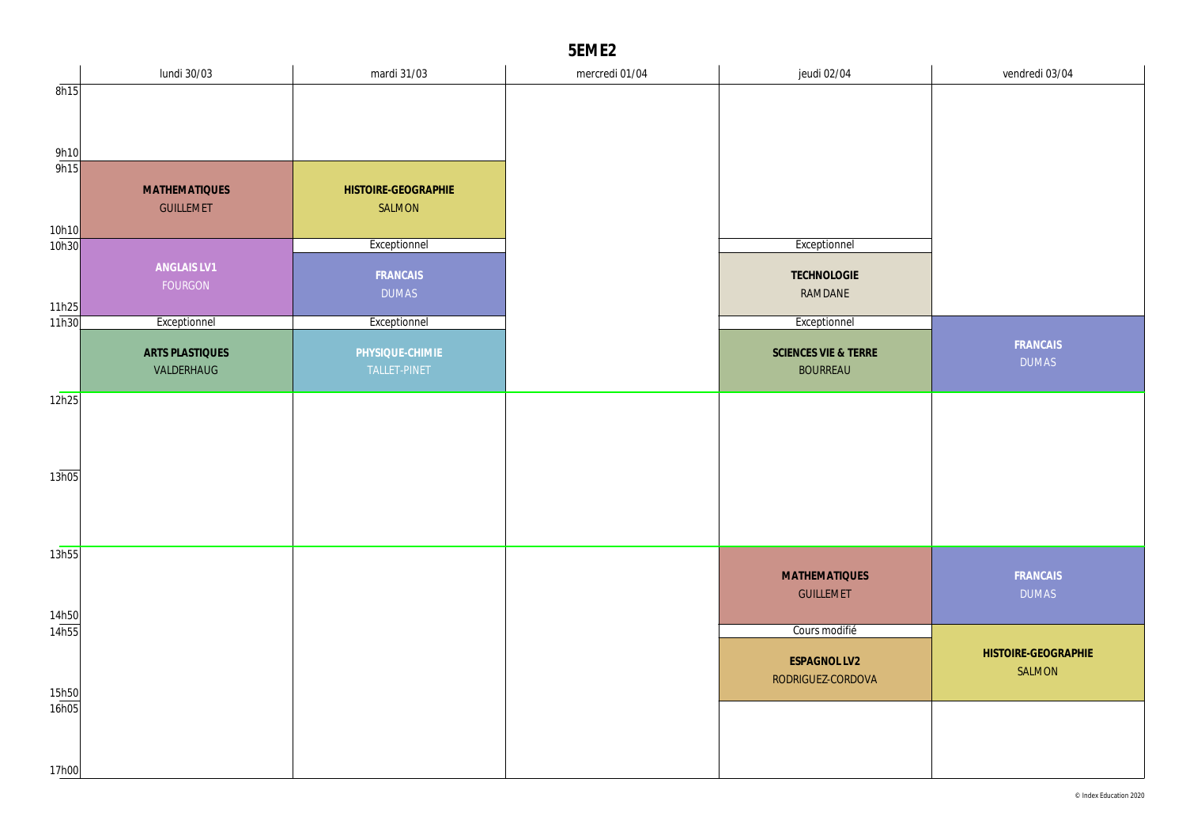# 5EME2

| | lundi 30/03 | mardi 31/03 | mercredi 01/04 | jeudi 02/04 | vendredi 03/04 |
|---|---|---|---|---|---|
| 8h15 – 9h10 | | | | | |
| 9h15 – 10h10 | **MATHEMATIQUES** GUILLEMET | **HISTOIRE-GEOGRAPHIE** SALMON | | | |
| 10h30 – 11h25 | **ANGLAIS LV1** FOURGON | Exceptionnel **FRANCAIS** DUMAS | | Exceptionnel **TECHNOLOGIE** RAMDANE | |
| 11h30 – 12h25 | Exceptionnel **ARTS PLASTIQUES** VALDERHAUG | Exceptionnel **PHYSIQUE-CHIMIE** TALLET-PINET | | Exceptionnel **SCIENCES VIE & TERRE** BOURREAU | **FRANCAIS** DUMAS |
| 12h25 – 13h05 | | | | | |
| 13h05 – 13h55 | | | | | |
| 13h55 – 14h50 | | | | **MATHEMATIQUES** GUILLEMET | **FRANCAIS** DUMAS |
| 14h55 – 15h50 | | | | Cours modifié **ESPAGNOL LV2** RODRIGUEZ-CORDOVA | **HISTOIRE-GEOGRAPHIE** SALMON |
| 16h05 – 17h00 | | | | | |

© Index Education 2020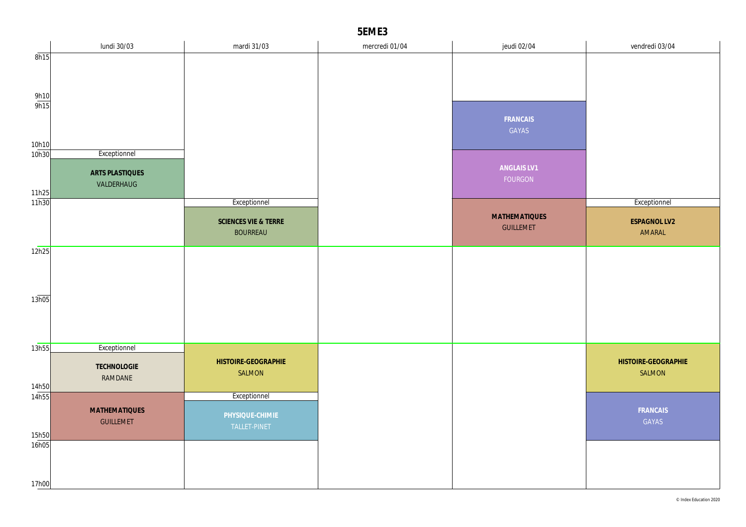# 5EME3

| | lundi 30/03 | mardi 31/03 | mercredi 01/04 | jeudi 02/04 | vendredi 03/04 |
|---|---|---|---|---|---|
| 8h15 - 9h10 | | | | | |
| 9h15 - 10h10 | | | | **FRANCAIS** GAYAS | |
| 10h30 - 11h25 | Exceptionnel **ARTS PLASTIQUES** VALDERHAUG | | | **ANGLAIS LV1** FOURGON | |
| 11h30 - 12h25 | | Exceptionnel **SCIENCES VIE & TERRE** BOURREAU | | **MATHEMATIQUES** GUILLEMET | Exceptionnel **ESPAGNOL LV2** AMARAL |
| 12h25 - 13h05 | | | | | |
| 13h05 - 13h55 | | | | | |
| 13h55 - 14h50 | Exceptionnel **TECHNOLOGIE** RAMDANE | **HISTOIRE-GEOGRAPHIE** SALMON | | | **HISTOIRE-GEOGRAPHIE** SALMON |
| 14h55 - 15h50 | **MATHEMATIQUES** GUILLEMET | Exceptionnel **PHYSIQUE-CHIMIE** TALLET-PINET | | | **FRANCAIS** GAYAS |
| 16h05 - 17h00 | | | | | |

© Index Education 2020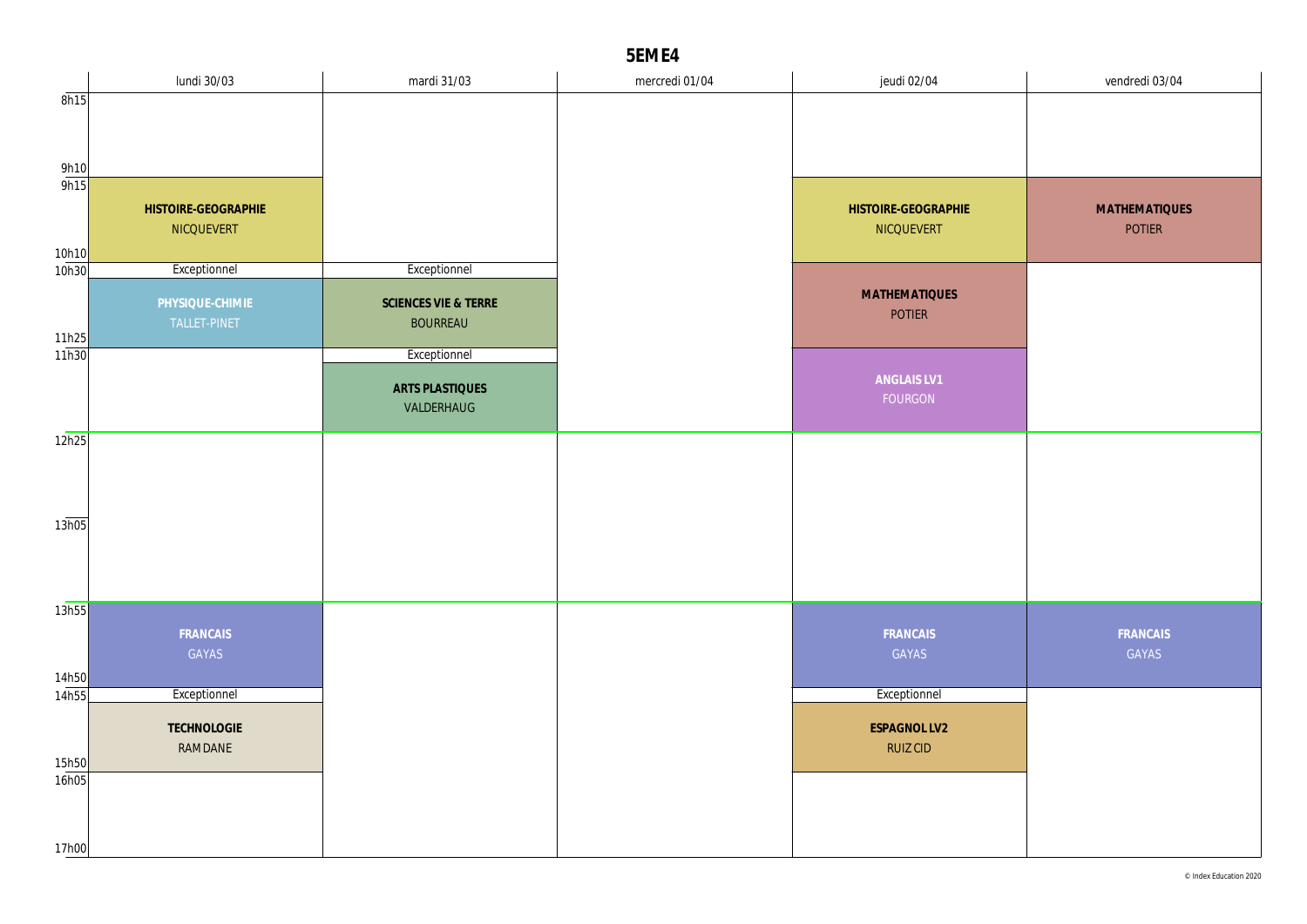# 5EME4

| | lundi 30/03 | mardi 31/03 | mercredi 01/04 | jeudi 02/04 | vendredi 03/04 |
|---|---|---|---|---|---|
| 8h15 - 9h10 | | | | | |
| 9h15 - 10h10 | **HISTOIRE-GEOGRAPHIE** NICQUEVERT | | | **HISTOIRE-GEOGRAPHIE** NICQUEVERT | **MATHEMATIQUES** POTIER |
| 10h30 - 11h25 | Exceptionnel **PHYSIQUE-CHIMIE** TALLET-PINET | Exceptionnel **SCIENCES VIE & TERRE** BOURREAU | | **MATHEMATIQUES** POTIER | |
| 11h30 - 12h25 | | Exceptionnel **ARTS PLASTIQUES** VALDERHAUG | | **ANGLAIS LV1** FOURGON | |
| 12h25 - 13h05 | | | | | |
| 13h05 - 13h55 | | | | | |
| 13h55 - 14h50 | **FRANCAIS** GAYAS | | | **FRANCAIS** GAYAS | **FRANCAIS** GAYAS |
| 14h55 - 15h50 | Exceptionnel **TECHNOLOGIE** RAMDANE | | | Exceptionnel **ESPAGNOL LV2** RUIZ CID | |
| 16h05 - 17h00 | | | | | |

© Index Education 2020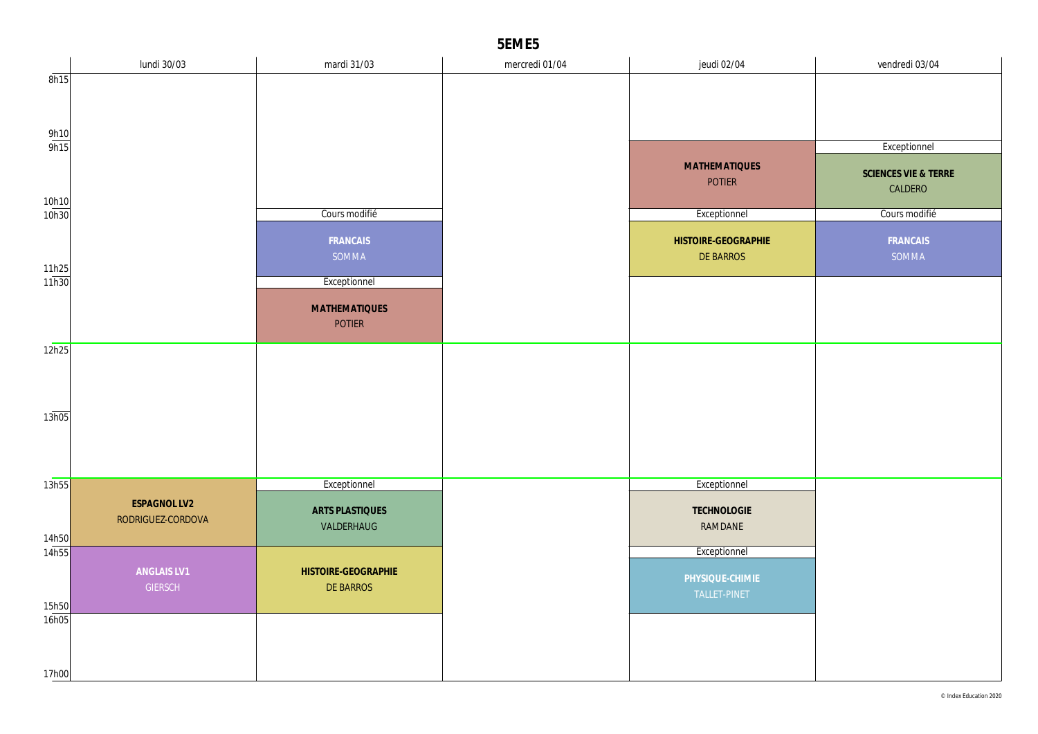# 5EME5

| | lundi 30/03 | mardi 31/03 | mercredi 01/04 | jeudi 02/04 | vendredi 03/04 |
|---|---|---|---|---|---|
| 8h15 – 9h10 | | | | | |
| 9h15 – 10h10 | | | | MATHEMATIQUES<br>POTIER | Exceptionnel<br>SCIENCES VIE & TERRE<br>CALDERO |
| 10h30 – 11h25 | | Cours modifié<br>FRANCAIS<br>SOMMA | | Exceptionnel<br>HISTOIRE-GEOGRAPHIE<br>DE BARROS | Cours modifié<br>FRANCAIS<br>SOMMA |
| 11h30 – 12h25 | | Exceptionnel<br>MATHEMATIQUES<br>POTIER | | | |
| 12h25 – 13h05 | | | | | |
| 13h05 – 13h55 | | | | | |
| 13h55 – 14h50 | ESPAGNOL LV2<br>RODRIGUEZ-CORDOVA | Exceptionnel<br>ARTS PLASTIQUES<br>VALDERHAUG | | Exceptionnel<br>TECHNOLOGIE<br>RAMDANE | |
| 14h55 – 15h50 | ANGLAIS LV1<br>GIERSCH | HISTOIRE-GEOGRAPHIE<br>DE BARROS | | Exceptionnel<br>PHYSIQUE-CHIMIE<br>TALLET-PINET | |
| 16h05 – 17h00 | | | | | |

© Index Education 2020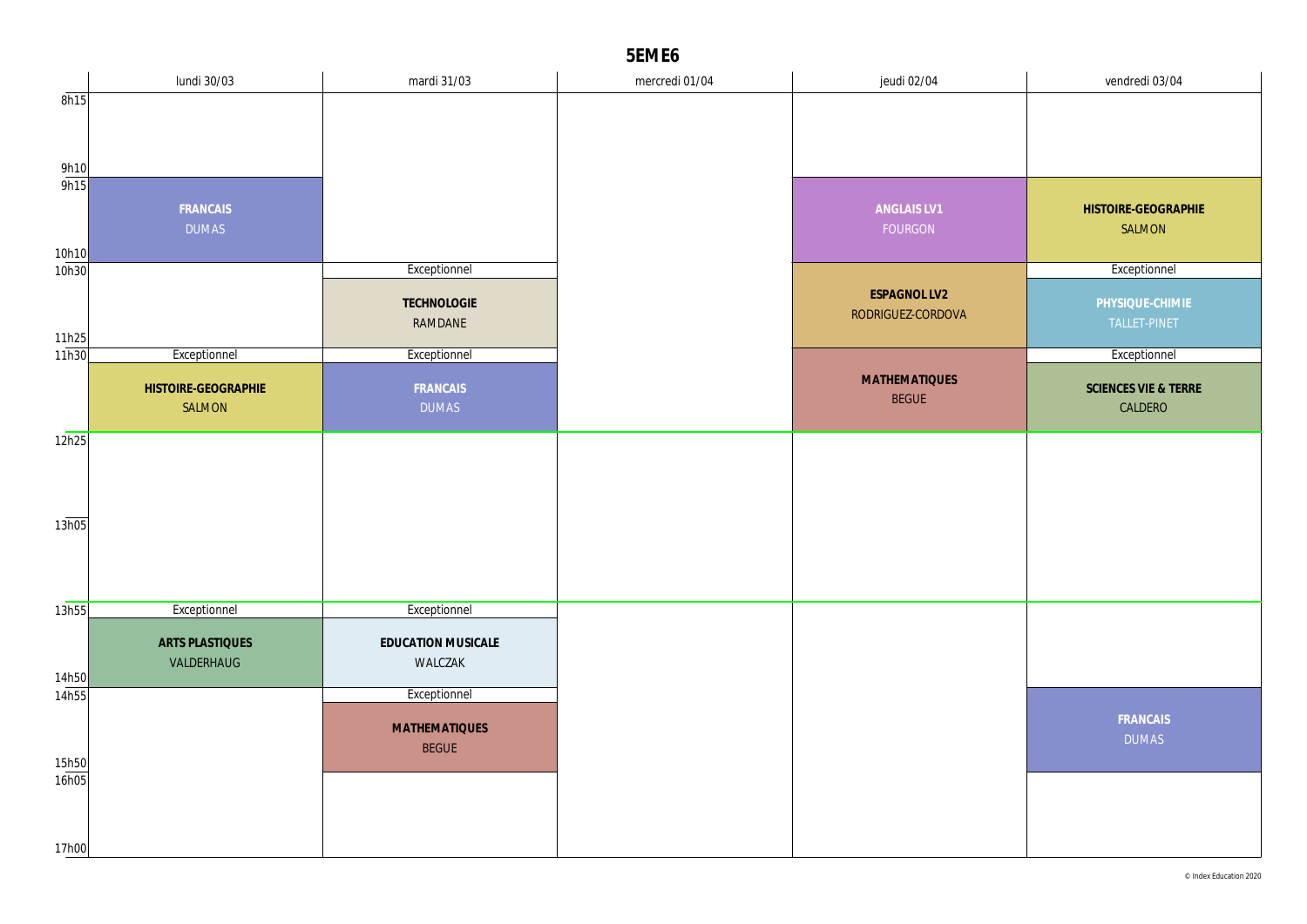# 5EME6

| | lundi 30/03 | mardi 31/03 | mercredi 01/04 | jeudi 02/04 | vendredi 03/04 |
|---|---|---|---|---|---|
| 8h15 - 9h10 | | | | | |
| 9h15 - 10h10 | **FRANCAIS** DUMAS | | | **ANGLAIS LV1** FOURGON | **HISTOIRE-GEOGRAPHIE** SALMON |
| 10h30 - 11h25 | | Exceptionnel **TECHNOLOGIE** RAMDANE | | **ESPAGNOL LV2** RODRIGUEZ-CORDOVA | Exceptionnel **PHYSIQUE-CHIMIE** TALLET-PINET |
| 11h30 - 12h25 | Exceptionnel **HISTOIRE-GEOGRAPHIE** SALMON | Exceptionnel **FRANCAIS** DUMAS | | **MATHEMATIQUES** BEGUE | Exceptionnel **SCIENCES VIE & TERRE** CALDERO |
| 12h25 - 13h05 | | | | | |
| 13h05 - 13h55 | | | | | |
| 13h55 - 14h50 | Exceptionnel **ARTS PLASTIQUES** VALDERHAUG | Exceptionnel **EDUCATION MUSICALE** WALCZAK | | | |
| 14h55 - 15h50 | | Exceptionnel **MATHEMATIQUES** BEGUE | | | **FRANCAIS** DUMAS |
| 16h05 - 17h00 | | | | | |

© Index Education 2020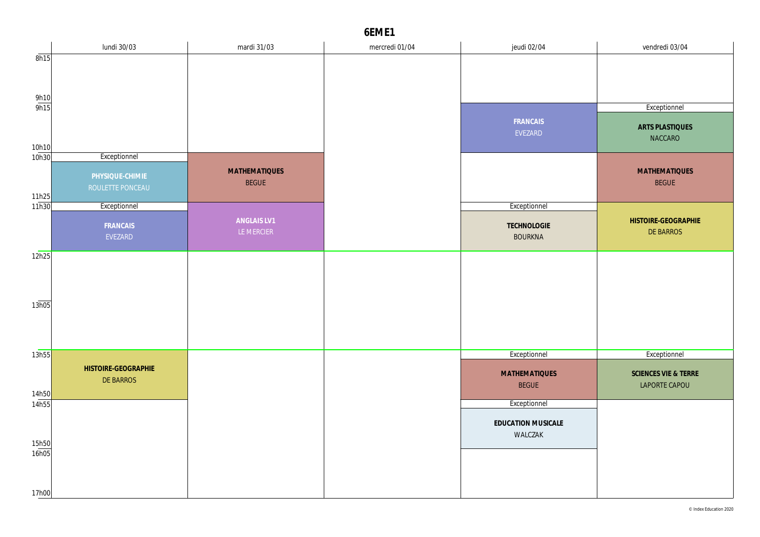# 6EME1

| | lundi 30/03 | mardi 31/03 | mercredi 01/04 | jeudi 02/04 | vendredi 03/04 |
|---|---|---|---|---|---|
| 8h15 - 9h10 | | | | | |
| 9h15 - 10h10 | | | | **FRANCAIS** EVEZARD | Exceptionnel **ARTS PLASTIQUES** NACCARO |
| 10h30 - 11h25 | Exceptionnel **PHYSIQUE-CHIMIE** ROULETTE PONCEAU | **MATHEMATIQUES** BEGUE | | | **MATHEMATIQUES** BEGUE |
| 11h30 - 12h25 | Exceptionnel **FRANCAIS** EVEZARD | **ANGLAIS LV1** LE MERCIER | | Exceptionnel **TECHNOLOGIE** BOURKNA | **HISTOIRE-GEOGRAPHIE** DE BARROS |
| 12h25 - 13h05 | | | | | |
| 13h05 - 13h55 | | | | | |
| 13h55 - 14h50 | **HISTOIRE-GEOGRAPHIE** DE BARROS | | | Exceptionnel **MATHEMATIQUES** BEGUE | Exceptionnel **SCIENCES VIE & TERRE** LAPORTE CAPOU |
| 14h55 - 15h50 | | | | Exceptionnel **EDUCATION MUSICALE** WALCZAK | |
| 16h05 - 17h00 | | | | | |

© Index Education 2020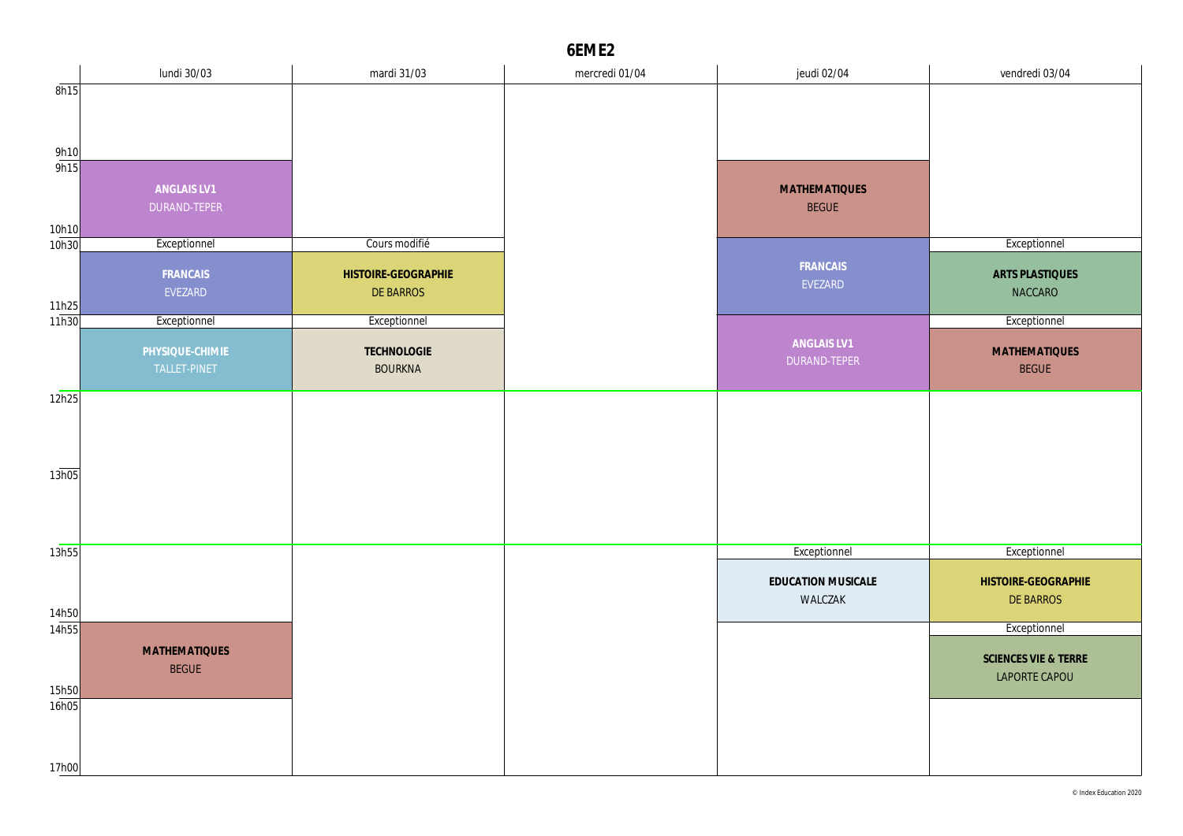# 6EME2

| | lundi 30/03 | mardi 31/03 | mercredi 01/04 | jeudi 02/04 | vendredi 03/04 |
|---|---|---|---|---|---|
| 8h15 - 9h10 | | | | | |
| 9h15 - 10h10 | **ANGLAIS LV1** DURAND-TEPER | | | **MATHEMATIQUES** BEGUE | |
| 10h30 - 11h25 | Exceptionnel **FRANCAIS** EVEZARD | Cours modifié **HISTOIRE-GEOGRAPHIE** DE BARROS | | **FRANCAIS** EVEZARD | Exceptionnel **ARTS PLASTIQUES** NACCARO |
| 11h30 - 12h25 | Exceptionnel **PHYSIQUE-CHIMIE** TALLET-PINET | Exceptionnel **TECHNOLOGIE** BOURKNA | | **ANGLAIS LV1** DURAND-TEPER | Exceptionnel **MATHEMATIQUES** BEGUE |
| 12h25 - 13h05 | | | | | |
| 13h05 - 13h55 | | | | | |
| 13h55 - 14h50 | | | | Exceptionnel **EDUCATION MUSICALE** WALCZAK | Exceptionnel **HISTOIRE-GEOGRAPHIE** DE BARROS |
| 14h55 - 15h50 | **MATHEMATIQUES** BEGUE | | | | Exceptionnel **SCIENCES VIE & TERRE** LAPORTE CAPOU |
| 16h05 - 17h00 | | | | | |

© Index Education 2020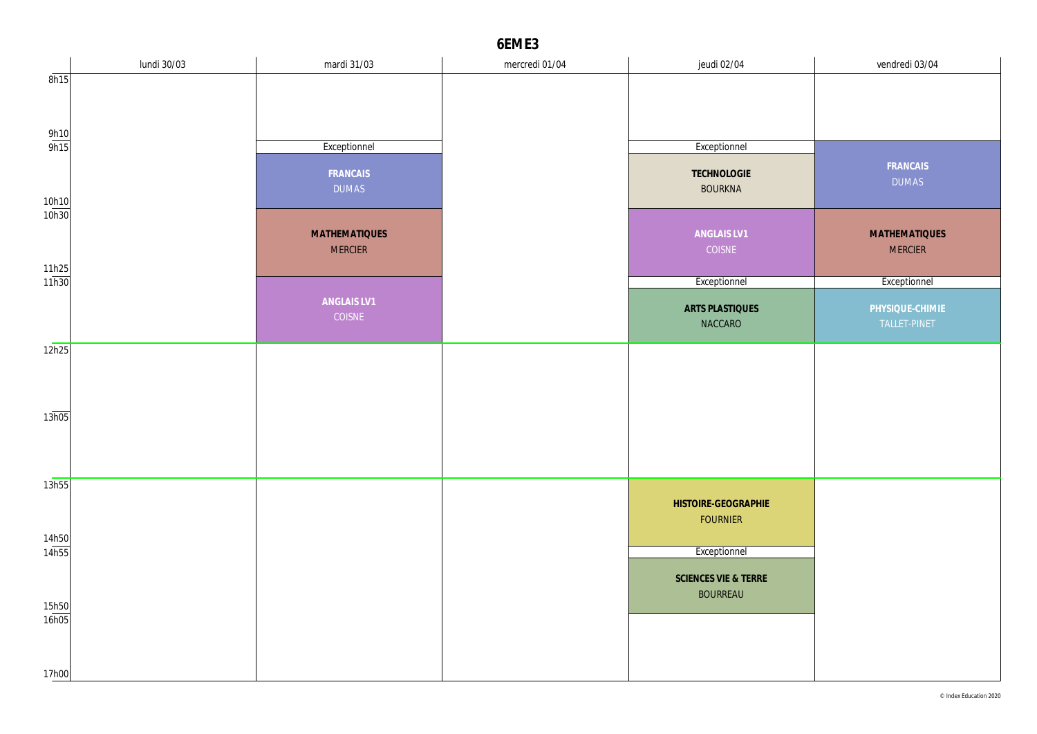# 6EME3

| | lundi 30/03 | mardi 31/03 | mercredi 01/04 | jeudi 02/04 | vendredi 03/04 |
|---|---|---|---|---|---|
| 8h15 - 9h10 | | | | | |
| 9h15 - 10h10 | | Exceptionnel<br>**FRANCAIS**<br>DUMAS | | Exceptionnel<br>**TECHNOLOGIE**<br>BOURKNA | **FRANCAIS**<br>DUMAS |
| 10h30 - 11h25 | | **MATHEMATIQUES**<br>MERCIER | | **ANGLAIS LV1**<br>COISNE | **MATHEMATIQUES**<br>MERCIER |
| 11h30 - 12h25 | | **ANGLAIS LV1**<br>COISNE | | Exceptionnel<br>**ARTS PLASTIQUES**<br>NACCARO | Exceptionnel<br>**PHYSIQUE-CHIMIE**<br>TALLET-PINET |
| 12h25 - 13h05 | | | | | |
| 13h05 - 13h55 | | | | | |
| 13h55 - 14h50 | | | | **HISTOIRE-GEOGRAPHIE**<br>FOURNIER | |
| 14h55 - 15h50 | | | | Exceptionnel<br>**SCIENCES VIE & TERRE**<br>BOURREAU | |
| 16h05 - 17h00 | | | | | |

© Index Education 2020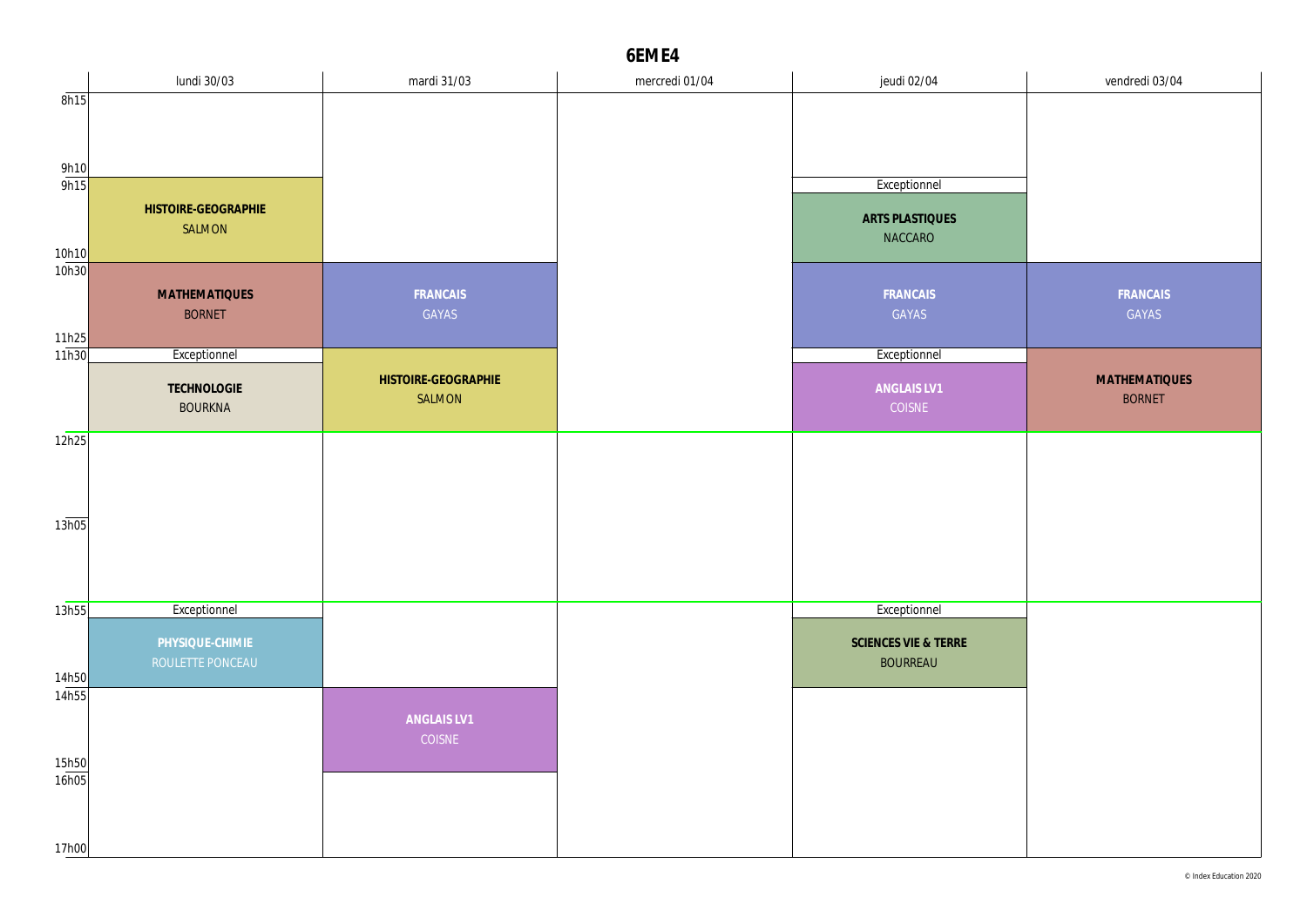# 6EME4

| | lundi 30/03 | mardi 31/03 | mercredi 01/04 | jeudi 02/04 | vendredi 03/04 |
|---|---|---|---|---|---|
| 8h15 – 9h10 | | | | | |
| 9h15 – 10h10 | **HISTOIRE-GEOGRAPHIE** SALMON | | | Exceptionnel **ARTS PLASTIQUES** NACCARO | |
| 10h30 – 11h25 | **MATHEMATIQUES** BORNET | **FRANCAIS** GAYAS | | **FRANCAIS** GAYAS | **FRANCAIS** GAYAS |
| 11h30 – 12h25 | Exceptionnel **TECHNOLOGIE** BOURKNA | **HISTOIRE-GEOGRAPHIE** SALMON | | Exceptionnel **ANGLAIS LV1** COISNE | **MATHEMATIQUES** BORNET |
| 12h25 – 13h05 | | | | | |
| 13h05 – 13h55 | | | | | |
| 13h55 – 14h50 | Exceptionnel **PHYSIQUE-CHIMIE** ROULETTE PONCEAU | | | Exceptionnel **SCIENCES VIE & TERRE** BOURREAU | |
| 14h55 – 15h50 | | **ANGLAIS LV1** COISNE | | | |
| 16h05 – 17h00 | | | | | |

© Index Education 2020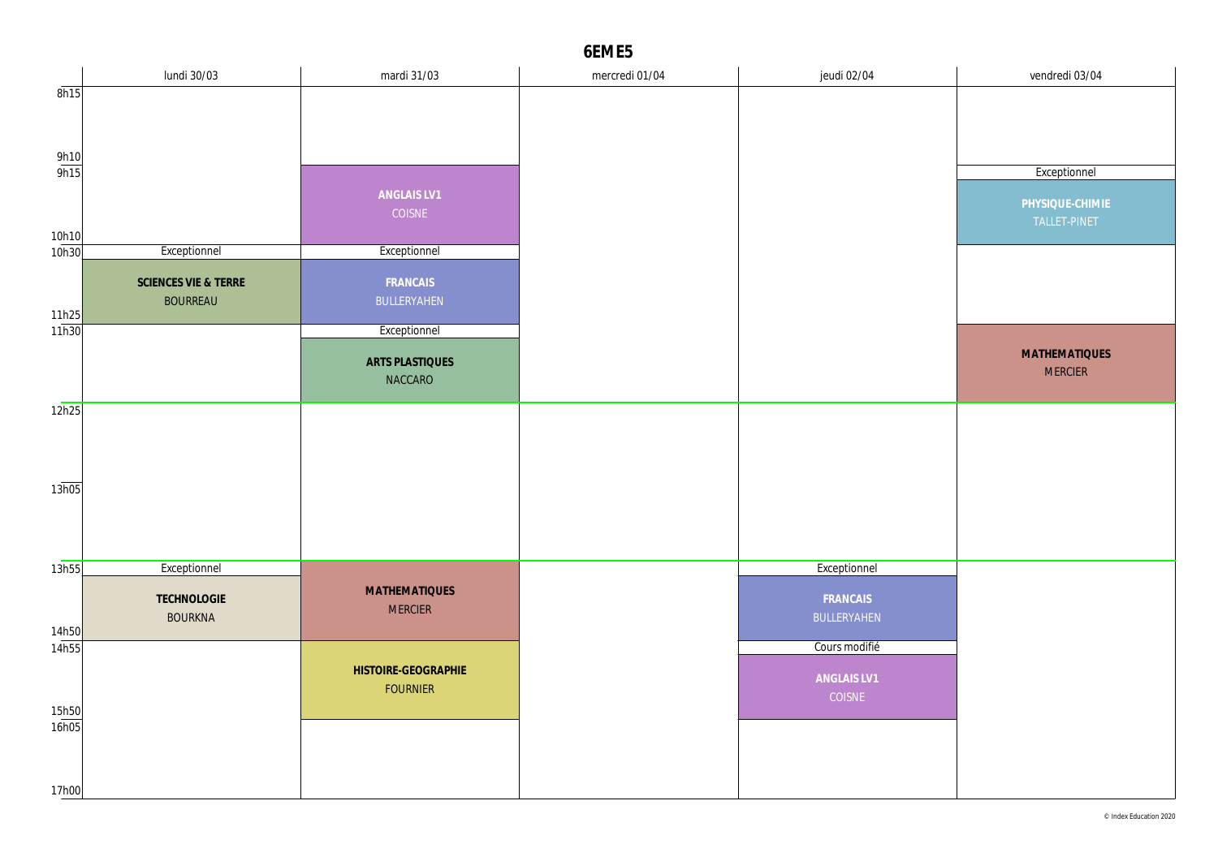# 6EME5

| | lundi 30/03 | mardi 31/03 | mercredi 01/04 | jeudi 02/04 | vendredi 03/04 |
|---|---|---|---|---|---|
| 8h15 – 9h10 | | | | | |
| 9h15 – 10h10 | | **ANGLAIS LV1** COISNE | | | Exceptionnel **PHYSIQUE-CHIMIE** TALLET-PINET |
| 10h30 – 11h25 | Exceptionnel **SCIENCES VIE & TERRE** BOURREAU | Exceptionnel **FRANCAIS** BULLERYAHEN | | | |
| 11h30 – 12h25 | | Exceptionnel **ARTS PLASTIQUES** NACCARO | | | **MATHEMATIQUES** MERCIER |
| 12h25 – 13h05 | | | | | |
| 13h05 – 13h55 | | | | | |
| 13h55 – 14h50 | Exceptionnel **TECHNOLOGIE** BOURKNA | **MATHEMATIQUES** MERCIER | | Exceptionnel **FRANCAIS** BULLERYAHEN | |
| 14h55 – 15h50 | | **HISTOIRE-GEOGRAPHIE** FOURNIER | | Cours modifié **ANGLAIS LV1** COISNE | |
| 16h05 – 17h00 | | | | | |

© Index Education 2020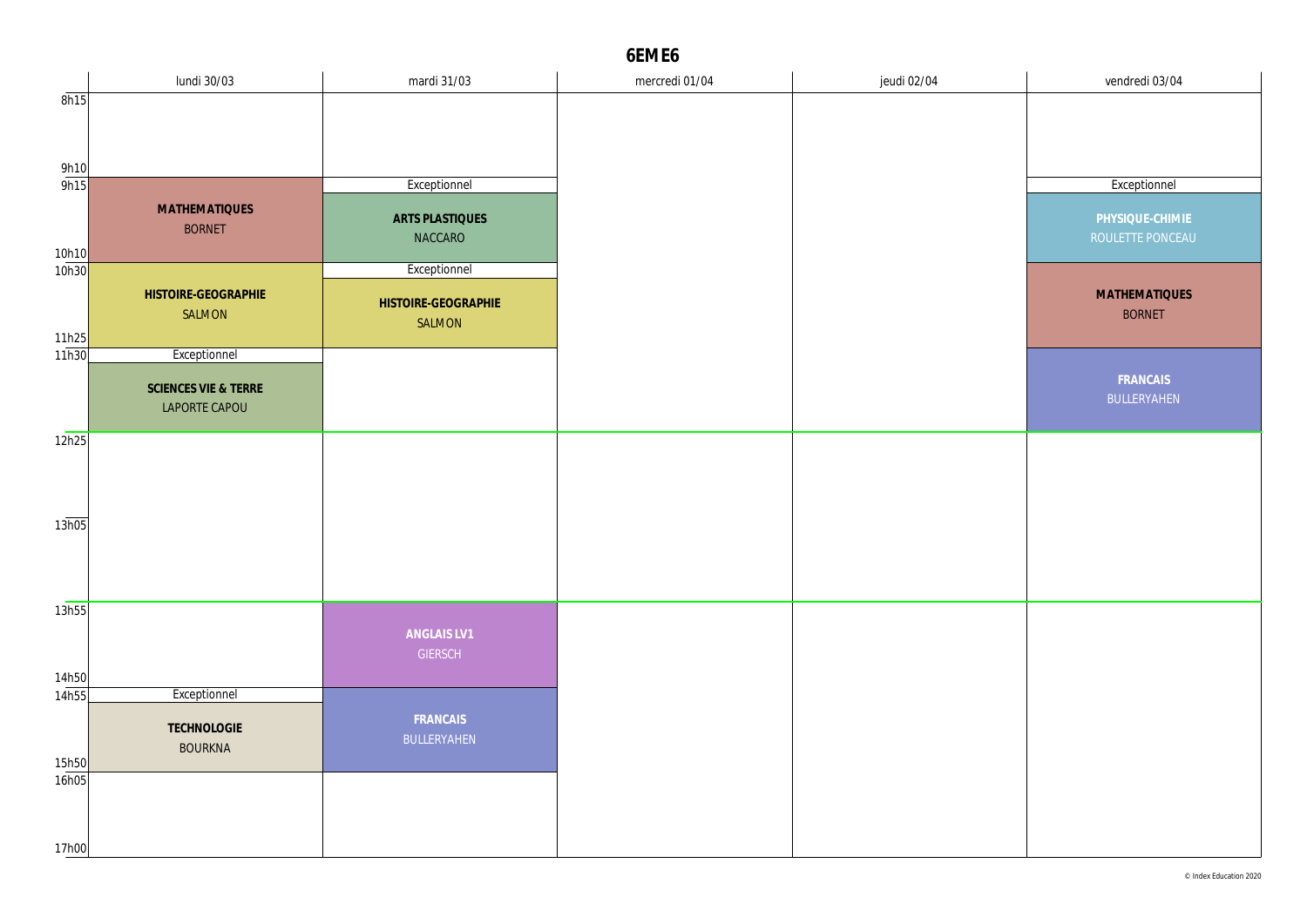# 6EME6

| | lundi 30/03 | mardi 31/03 | mercredi 01/04 | jeudi 02/04 | vendredi 03/04 |
|---|---|---|---|---|---|
| 8h15 - 9h10 | | | | | |
| 9h15 - 10h10 | **MATHEMATIQUES** BORNET | Exceptionnel **ARTS PLASTIQUES** NACCARO | | | Exceptionnel **PHYSIQUE-CHIMIE** ROULETTE PONCEAU |
| 10h30 - 11h25 | **HISTOIRE-GEOGRAPHIE** SALMON | Exceptionnel **HISTOIRE-GEOGRAPHIE** SALMON | | | **MATHEMATIQUES** BORNET |
| 11h30 - 12h25 | Exceptionnel **SCIENCES VIE & TERRE** LAPORTE CAPOU | | | | **FRANCAIS** BULLERYAHEN |
| 12h25 - 13h05 | | | | | |
| 13h05 - 13h55 | | | | | |
| 13h55 - 14h50 | | **ANGLAIS LV1** GIERSCH | | | |
| 14h55 - 15h50 | Exceptionnel **TECHNOLOGIE** BOURKNA | **FRANCAIS** BULLERYAHEN | | | |
| 16h05 - 17h00 | | | | | |

© Index Education 2020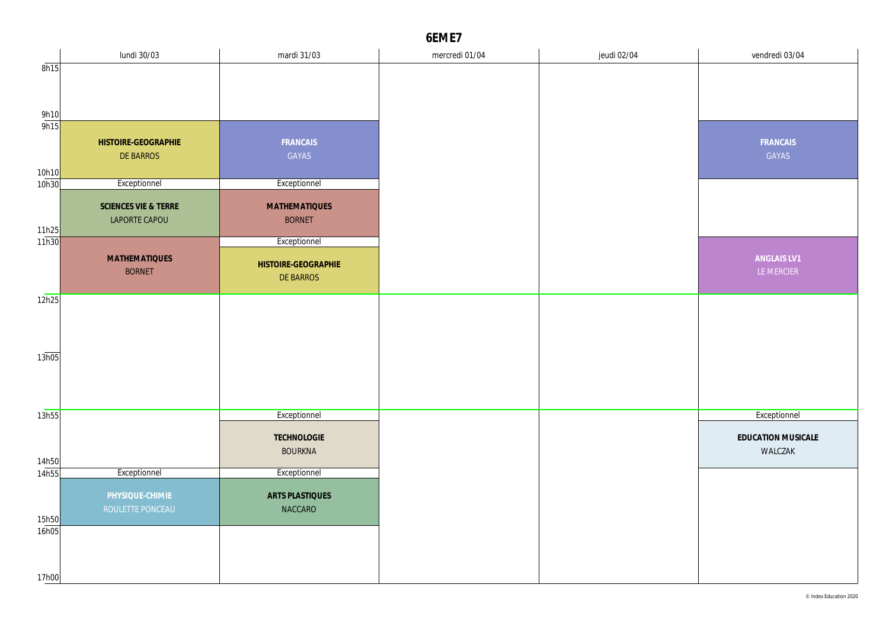# 6EME7

| | lundi 30/03 | mardi 31/03 | mercredi 01/04 | jeudi 02/04 | vendredi 03/04 |
|---|---|---|---|---|---|
| 8h15 - 9h10 | | | | | |
| 9h15 - 10h10 | **HISTOIRE-GEOGRAPHIE** DE BARROS | **FRANCAIS** GAYAS | | | **FRANCAIS** GAYAS |
| 10h30 - 11h25 | Exceptionnel **SCIENCES VIE & TERRE** LAPORTE CAPOU | Exceptionnel **MATHEMATIQUES** BORNET | | | |
| 11h30 - 12h25 | **MATHEMATIQUES** BORNET | Exceptionnel **HISTOIRE-GEOGRAPHIE** DE BARROS | | | **ANGLAIS LV1** LE MERCIER |
| 12h25 - 13h05 | | | | | |
| 13h05 - 13h55 | | | | | |
| 13h55 - 14h50 | | Exceptionnel **TECHNOLOGIE** BOURKNA | | | Exceptionnel **EDUCATION MUSICALE** WALCZAK |
| 14h55 - 15h50 | Exceptionnel **PHYSIQUE-CHIMIE** ROULETTE PONCEAU | Exceptionnel **ARTS PLASTIQUES** NACCARO | | | |
| 16h05 - 17h00 | | | | | |

© Index Education 2020